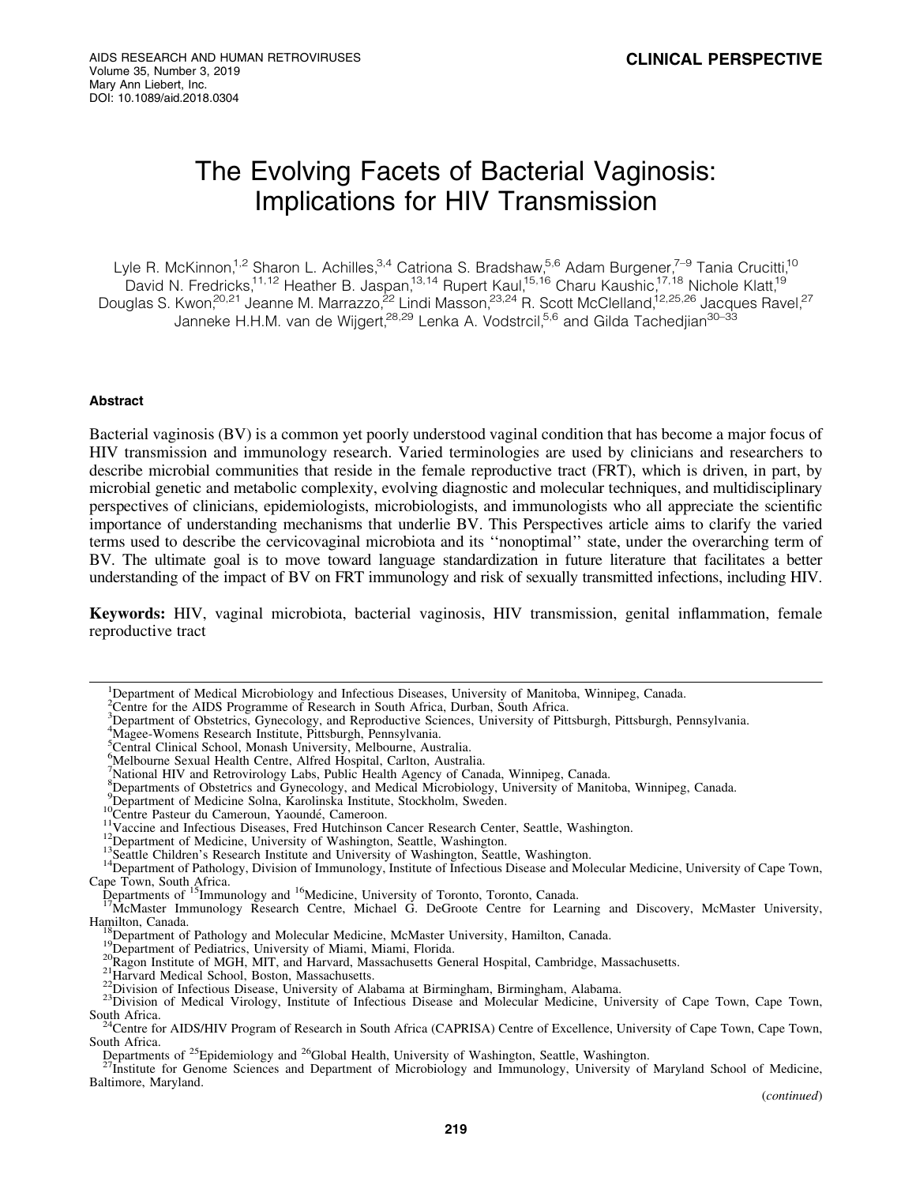CLINICAL PERSPECTIVE

# The Evolving Facets of Bacterial Vaginosis: Implications for HIV Transmission

Lyle R. McKinnon,[1,2] Sharon L. Achilles,[3,4] Catriona S. Bradshaw,[5,6] Adam Burgener,[7–9] Tania Crucitti,[10] David N. Fredricks,[11,12] Heather B. Jaspan,[13,14] Rupert Kaul,[15,16] Charu Kaushic,[17,18] Nichole Klatt,[19] Douglas S. Kwon,[20,21] Jeanne M. Marrazzo,[22] Lindi Masson,[23,24] R. Scott McClelland,[12,25,26] Jacques Ravel,[27] Janneke H.H.M. van de Wijgert,[28,29] Lenka A. Vodstrcil,[5,6] and Gilda Tachedjian[30–33]

### Abstract

Bacterial vaginosis (BV) is a common yet poorly understood vaginal condition that has become a major focus of HIV transmission and immunology research. Varied terminologies are used by clinicians and researchers to describe microbial communities that reside in the female reproductive tract (FRT), which is driven, in part, by microbial genetic and metabolic complexity, evolving diagnostic and molecular techniques, and multidisciplinary perspectives of clinicians, epidemiologists, microbiologists, and immunologists who all appreciate the scientific importance of understanding mechanisms that underlie BV. This Perspectives article aims to clarify the varied terms used to describe the cervicovaginal microbiota and its ''nonoptimal'' state, under the overarching term of BV. The ultimate goal is to move toward language standardization in future literature that facilitates a better understanding of the impact of BV on FRT immunology and risk of sexually transmitted infections, including HIV.

**Keywords:** HIV, vaginal microbiota, bacterial vaginosis, HIV transmission, genital inflammation, female reproductive tract

---

[1]Department of Medical Microbiology and Infectious Diseases, University of Manitoba, Winnipeg, Canada.
[2]Centre for the AIDS Programme of Research in South Africa, Durban, South Africa.
[3]Department of Obstetrics, Gynecology, and Reproductive Sciences, University of Pittsburgh, Pittsburgh, Pennsylvania.
[4]Magee-Womens Research Institute, Pittsburgh, Pennsylvania.
[5]Central Clinical School, Monash University, Melbourne, Australia.
[6]Melbourne Sexual Health Centre, Alfred Hospital, Carlton, Australia.
[7]National HIV and Retrovirology Labs, Public Health Agency of Canada, Winnipeg, Canada.
[8]Departments of Obstetrics and Gynecology, and Medical Microbiology, University of Manitoba, Winnipeg, Canada.
[9]Department of Medicine Solna, Karolinska Institute, Stockholm, Sweden.
[10]Centre Pasteur du Cameroun, Yaoundé, Cameroon.
[11]Vaccine and Infectious Diseases, Fred Hutchinson Cancer Research Center, Seattle, Washington.
[12]Department of Medicine, University of Washington, Seattle, Washington.
[13]Seattle Children's Research Institute and University of Washington, Seattle, Washington.
[14]Department of Pathology, Division of Immunology, Institute of Infectious Disease and Molecular Medicine, University of Cape Town, Cape Town, South Africa.
Departments of [15]Immunology and [16]Medicine, University of Toronto, Toronto, Canada.
[17]McMaster Immunology Research Centre, Michael G. DeGroote Centre for Learning and Discovery, McMaster University, Hamilton, Canada.
[18]Department of Pathology and Molecular Medicine, McMaster University, Hamilton, Canada.
[19]Department of Pediatrics, University of Miami, Miami, Florida.
[20]Ragon Institute of MGH, MIT, and Harvard, Massachusetts General Hospital, Cambridge, Massachusetts.
[21]Harvard Medical School, Boston, Massachusetts.
[22]Division of Infectious Disease, University of Alabama at Birmingham, Birmingham, Alabama.
[23]Division of Medical Virology, Institute of Infectious Disease and Molecular Medicine, University of Cape Town, Cape Town, South Africa.
[24]Centre for AIDS/HIV Program of Research in South Africa (CAPRISA) Centre of Excellence, University of Cape Town, Cape Town, South Africa.
Departments of [25]Epidemiology and [26]Global Health, University of Washington, Seattle, Washington.
[27]Institute for Genome Sciences and Department of Microbiology and Immunology, University of Maryland School of Medicine, Baltimore, Maryland.

(*continued*)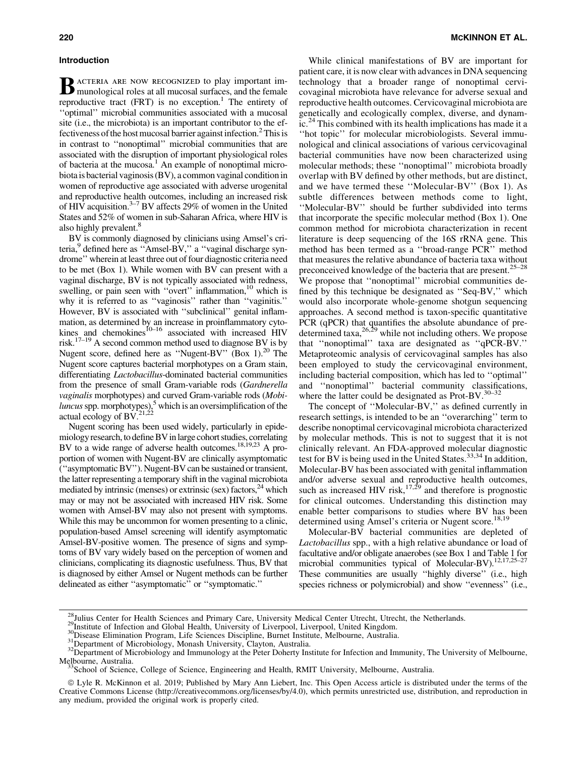### Introduction

Bacteria are now recognized to play important immunological roles at all mucosal surfaces, and the female reproductive tract (FRT) is no exception.[1] The entirety of "optimal" microbial communities associated with a mucosal site (i.e., the microbiota) is an important contributor to the effectiveness of the host mucosal barrier against infection.[2] This is in contrast to "nonoptimal" microbial communities that are associated with the disruption of important physiological roles of bacteria at the mucosa.[1] An example of nonoptimal microbiota is bacterial vaginosis (BV), a common vaginal condition in women of reproductive age associated with adverse urogenital and reproductive health outcomes, including an increased risk of HIV acquisition.[3–7] BV affects 29% of women in the United States and 52% of women in sub-Saharan Africa, where HIV is also highly prevalent.[8]

BV is commonly diagnosed by clinicians using Amsel's criteria,[9] defined here as "Amsel-BV," a "vaginal discharge syndrome" wherein at least three out of four diagnostic criteria need to be met (Box 1). While women with BV can present with a vaginal discharge, BV is not typically associated with redness, swelling, or pain seen with "overt" inflammation,[10] which is why it is referred to as "vaginosis" rather than "vaginitis." However, BV is associated with "subclinical" genital inflammation, as determined by an increase in proinflammatory cytokines and chemokines[10–16] associated with increased HIV risk.[17–19] A second common method used to diagnose BV is by Nugent score, defined here as "Nugent-BV" (Box 1).[20] The Nugent score captures bacterial morphotypes on a Gram stain, differentiating *Lactobacillus*-dominated bacterial communities from the presence of small Gram-variable rods (*Gardnerella vaginalis* morphotypes) and curved Gram-variable rods (*Mobiluncus* spp. morphotypes),[5] which is an oversimplification of the actual ecology of BV.[21,22]

Nugent scoring has been used widely, particularly in epidemiology research, to define BV in large cohort studies, correlating BV to a wide range of adverse health outcomes.[18,19,23] A proportion of women with Nugent-BV are clinically asymptomatic ("asymptomatic BV"). Nugent-BV can be sustained or transient, the latter representing a temporary shift in the vaginal microbiota mediated by intrinsic (menses) or extrinsic (sex) factors,[24] which may or may not be associated with increased HIV risk. Some women with Amsel-BV may also not present with symptoms. While this may be uncommon for women presenting to a clinic, population-based Amsel screening will identify asymptomatic Amsel-BV-positive women. The presence of signs and symptoms of BV vary widely based on the perception of women and clinicians, complicating its diagnostic usefulness. Thus, BV that is diagnosed by either Amsel or Nugent methods can be further delineated as either "asymptomatic" or "symptomatic."

While clinical manifestations of BV are important for patient care, it is now clear with advances in DNA sequencing technology that a broader range of nonoptimal cervicovaginal microbiota have relevance for adverse sexual and reproductive health outcomes. Cervicovaginal microbiota are genetically and ecologically complex, diverse, and dynamic.[24] This combined with its health implications has made it a "hot topic" for molecular microbiologists. Several immunological and clinical associations of various cervicovaginal bacterial communities have now been characterized using molecular methods; these "nonoptimal" microbiota broadly overlap with BV defined by other methods, but are distinct, and we have termed these "Molecular-BV" (Box 1). As subtle differences between methods come to light, "Molecular-BV" should be further subdivided into terms that incorporate the specific molecular method (Box 1). One common method for microbiota characterization in recent literature is deep sequencing of the 16S rRNA gene. This method has been termed as a "broad-range PCR" method that measures the relative abundance of bacteria taxa without preconceived knowledge of the bacteria that are present.[25–28] We propose that "nonoptimal" microbial communities defined by this technique be designated as "Seq-BV," which would also incorporate whole-genome shotgun sequencing approaches. A second method is taxon-specific quantitative PCR (qPCR) that quantifies the absolute abundance of predetermined taxa,[26,29] while not including others. We propose that "nonoptimal" taxa are designated as "qPCR-BV." Metaproteomic analysis of cervicovaginal samples has also been employed to study the cervicovaginal environment, including bacterial composition, which has led to "optimal" and "nonoptimal" bacterial community classifications, where the latter could be designated as Prot-BV.[30–32]

The concept of "Molecular-BV," as defined currently in research settings, is intended to be an "overarching" term to describe nonoptimal cervicovaginal microbiota characterized by molecular methods. This is not to suggest that it is not clinically relevant. An FDA-approved molecular diagnostic test for BV is being used in the United States.[33,34] In addition, Molecular-BV has been associated with genital inflammation and/or adverse sexual and reproductive health outcomes, such as increased HIV risk,[17,29] and therefore is prognostic for clinical outcomes. Understanding this distinction may enable better comparisons to studies where BV has been determined using Amsel's criteria or Nugent score.[18,19]

Molecular-BV bacterial communities are depleted of *Lactobacillus* spp., with a high relative abundance or load of facultative and/or obligate anaerobes (see Box 1 and Table 1 for microbial communities typical of Molecular-BV).[12,17,25–27] These communities are usually "highly diverse" (i.e., high species richness or polymicrobial) and show "evenness" (i.e.,

---

[28]Julius Center for Health Sciences and Primary Care, University Medical Center Utrecht, Utrecht, the Netherlands.
[29]Institute of Infection and Global Health, University of Liverpool, Liverpool, United Kingdom.
[30]Disease Elimination Program, Life Sciences Discipline, Burnet Institute, Melbourne, Australia.
[31]Department of Microbiology, Monash University, Clayton, Australia.
[32]Department of Microbiology and Immunology at the Peter Doherty Institute for Infection and Immunity, The University of Melbourne, Melbourne, Australia.
[33]School of Science, College of Science, Engineering and Health, RMIT University, Melbourne, Australia.

© Lyle R. McKinnon et al. 2019; Published by Mary Ann Liebert, Inc. This Open Access article is distributed under the terms of the Creative Commons License (http://creativecommons.org/licenses/by/4.0), which permits unrestricted use, distribution, and reproduction in any medium, provided the original work is properly cited.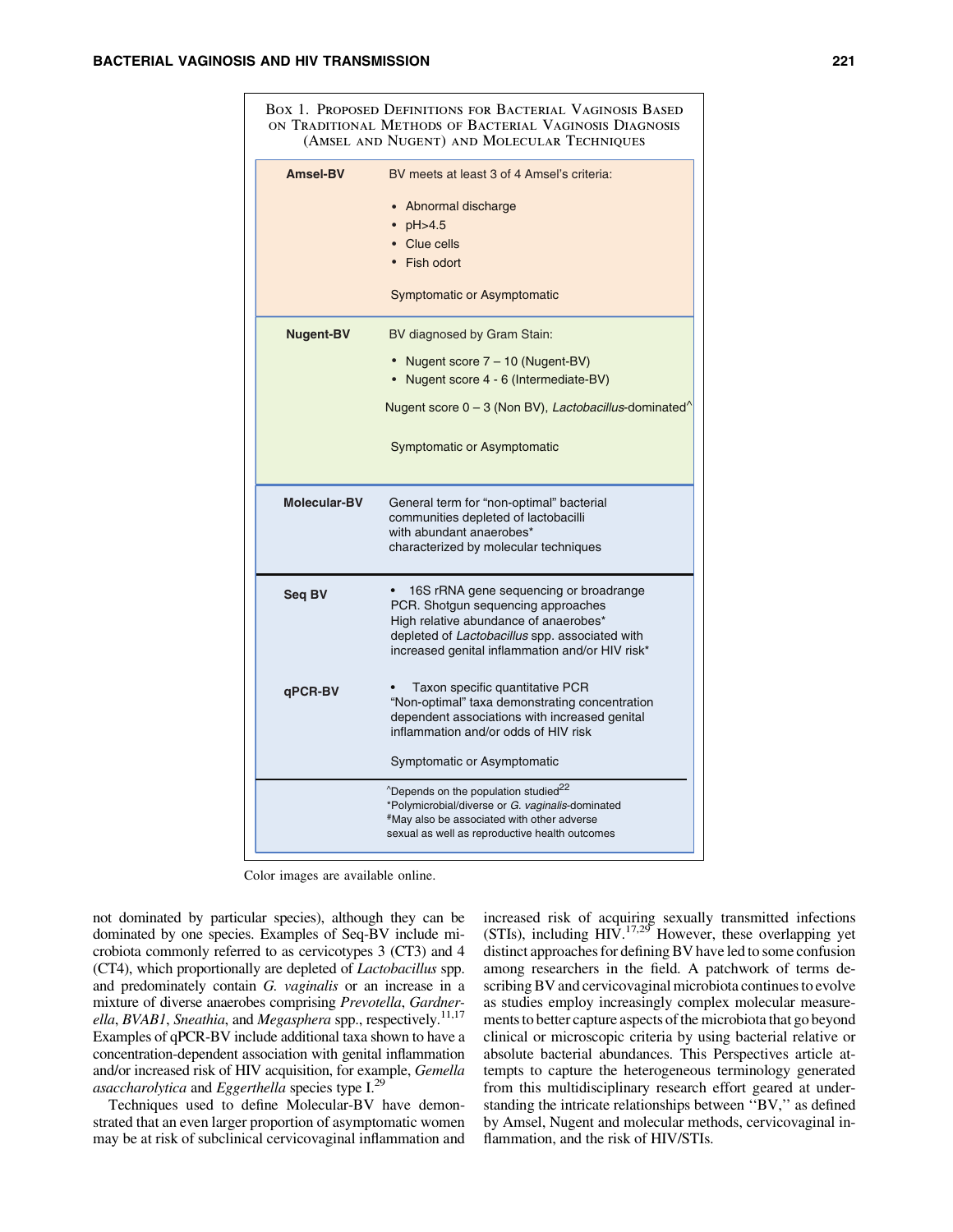**Box 1. Proposed Definitions for Bacterial Vaginosis Based on Traditional Methods of Bacterial Vaginosis Diagnosis (Amsel and Nugent) and Molecular Techniques**

| | |
|---|---|
| **Amsel-BV** | BV meets at least 3 of 4 Amsel's criteria:<br>• Abnormal discharge<br>• pH>4.5<br>• Clue cells<br>• Fish odort<br><br>Symptomatic or Asymptomatic |
| **Nugent-BV** | BV diagnosed by Gram Stain:<br>• Nugent score 7 – 10 (Nugent-BV)<br>• Nugent score 4 - 6 (Intermediate-BV)<br><br>Nugent score 0 – 3 (Non BV), *Lactobacillus*-dominated^<br><br>Symptomatic or Asymptomatic |
| **Molecular-BV** | General term for "non-optimal" bacterial communities depleted of lactobacilli with abundant anaerobes* characterized by molecular techniques |
| **Seq BV** | • 16S rRNA gene sequencing or broadrange PCR. Shotgun sequencing approaches High relative abundance of anaerobes* depleted of *Lactobacillus* spp. associated with increased genital inflammation and/or HIV risk* |
| **qPCR-BV** | • Taxon specific quantitative PCR "Non-optimal" taxa demonstrating concentration dependent associations with increased genital inflammation and/or odds of HIV risk<br><br>Symptomatic or Asymptomatic |
| | ^Depends on the population studied[22]<br>*Polymicrobial/diverse or *G. vaginalis*-dominated<br>#May also be associated with other adverse sexual as well as reproductive health outcomes |

Color images are available online.

not dominated by particular species), although they can be dominated by one species. Examples of Seq-BV include microbiota commonly referred to as cervicotypes 3 (CT3) and 4 (CT4), which proportionally are depleted of *Lactobacillus* spp. and predominately contain *G. vaginalis* or an increase in a mixture of diverse anaerobes comprising *Prevotella*, *Gardnerella*, *BVAB1*, *Sneathia*, and *Megasphera* spp., respectively.[11,17] Examples of qPCR-BV include additional taxa shown to have a concentration-dependent association with genital inflammation and/or increased risk of HIV acquisition, for example, *Gemella asaccharolytica* and *Eggerthella* species type I.[29]

Techniques used to define Molecular-BV have demonstrated that an even larger proportion of asymptomatic women may be at risk of subclinical cervicovaginal inflammation and increased risk of acquiring sexually transmitted infections (STIs), including HIV.[17,29] However, these overlapping yet distinct approaches for defining BV have led to some confusion among researchers in the field. A patchwork of terms describing BV and cervicovaginal microbiota continues to evolve as studies employ increasingly complex molecular measurements to better capture aspects of the microbiota that go beyond clinical or microscopic criteria by using bacterial relative or absolute bacterial abundances. This Perspectives article attempts to capture the heterogeneous terminology generated from this multidisciplinary research effort geared at understanding the intricate relationships between ''BV,'' as defined by Amsel, Nugent and molecular methods, cervicovaginal inflammation, and the risk of HIV/STIs.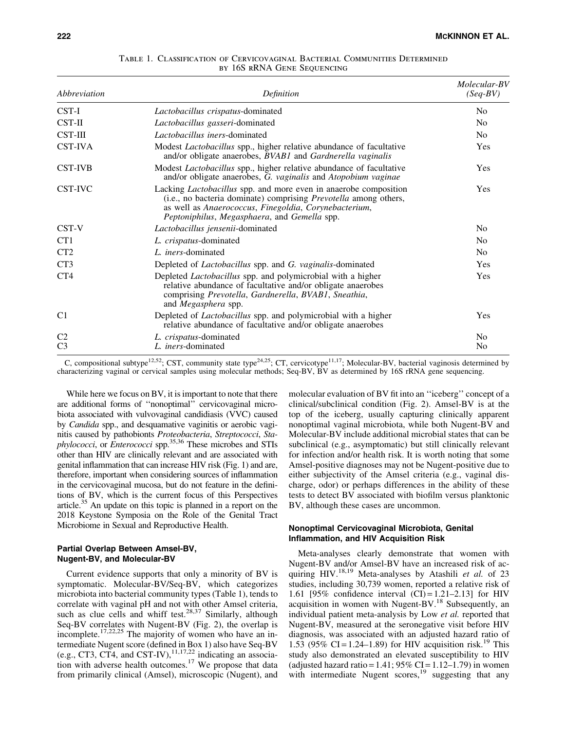Table 1. Classification of Cervicovaginal Bacterial Communities Determined by 16S rRNA Gene Sequencing

| Abbreviation | Definition | Molecular-BV (Seq-BV) |
|---|---|---|
| CST-I | *Lactobacillus crispatus*-dominated | No |
| CST-II | *Lactobacillus gasseri*-dominated | No |
| CST-III | *Lactobacillus iners*-dominated | No |
| CST-IVA | Modest *Lactobacillus* spp., higher relative abundance of facultative and/or obligate anaerobes, *BVAB1* and *Gardnerella vaginalis* | Yes |
| CST-IVB | Modest *Lactobacillus* spp., higher relative abundance of facultative and/or obligate anaerobes, *G. vaginalis* and *Atopobium vaginae* | Yes |
| CST-IVC | Lacking *Lactobacillus* spp. and more even in anaerobe composition (i.e., no bacteria dominate) comprising *Prevotella* among others, as well as *Anaerococcus*, *Finegoldia*, *Corynebacterium*, *Peptoniphilus*, *Megasphaera*, and *Gemella* spp. | Yes |
| CST-V | *Lactobacillus jensenii*-dominated | No |
| CT1 | *L. crispatus*-dominated | No |
| CT2 | *L. iners*-dominated | No |
| CT3 | Depleted of *Lactobacillus* spp. and *G. vaginalis*-dominated | Yes |
| CT4 | Depleted *Lactobacillus* spp. and polymicrobial with a higher relative abundance of facultative and/or obligate anaerobes comprising *Prevotella*, *Gardnerella*, *BVAB1*, *Sneathia*, and *Megasphera* spp. | Yes |
| C1 | Depleted of *Lactobacillus* spp. and polymicrobial with a higher relative abundance of facultative and/or obligate anaerobes | Yes |
| C2 | *L. crispatus*-dominated | No |
| C3 | *L. iners*-dominated | No |

C, compositional subtype[12,52]; CST, community state type[24,25]; CT, cervicotype[11,17]; Molecular-BV, bacterial vaginosis determined by characterizing vaginal or cervical samples using molecular methods; Seq-BV, BV as determined by 16S rRNA gene sequencing.

While here we focus on BV, it is important to note that there are additional forms of "nonoptimal" cervicovaginal microbiota associated with vulvovaginal candidiasis (VVC) caused by *Candida* spp., and desquamative vaginitis or aerobic vaginitis caused by pathobionts *Proteobacteria*, *Streptococci*, *Staphylococci*, or *Enterococci* spp.[35,36] These microbes and STIs other than HIV are clinically relevant and are associated with genital inflammation that can increase HIV risk (Fig. 1) and are, therefore, important when considering sources of inflammation in the cervicovaginal mucosa, but do not feature in the definitions of BV, which is the current focus of this Perspectives article.[35] An update on this topic is planned in a report on the 2018 Keystone Symposia on the Role of the Genital Tract Microbiome in Sexual and Reproductive Health.

## Partial Overlap Between Amsel-BV, Nugent-BV, and Molecular-BV

Current evidence supports that only a minority of BV is symptomatic. Molecular-BV/Seq-BV, which categorizes microbiota into bacterial community types (Table 1), tends to correlate with vaginal pH and not with other Amsel criteria, such as clue cells and whiff test.[28,37] Similarly, although Seq-BV correlates with Nugent-BV (Fig. 2), the overlap is incomplete.[17,22,25] The majority of women who have an intermediate Nugent score (defined in Box 1) also have Seq-BV (e.g., CT3, CT4, and CST-IV),[11,17,22] indicating an association with adverse health outcomes.[17] We propose that data from primarily clinical (Amsel), microscopic (Nugent), and molecular evaluation of BV fit into an "iceberg" concept of a clinical/subclinical condition (Fig. 2). Amsel-BV is at the top of the iceberg, usually capturing clinically apparent nonoptimal vaginal microbiota, while both Nugent-BV and Molecular-BV include additional microbial states that can be subclinical (e.g., asymptomatic) but still clinically relevant for infection and/or health risk. It is worth noting that some Amsel-positive diagnoses may not be Nugent-positive due to either subjectivity of the Amsel criteria (e.g., vaginal discharge, odor) or perhaps differences in the ability of these tests to detect BV associated with biofilm versus planktonic BV, although these cases are uncommon.

## Nonoptimal Cervicovaginal Microbiota, Genital Inflammation, and HIV Acquisition Risk

Meta-analyses clearly demonstrate that women with Nugent-BV and/or Amsel-BV have an increased risk of acquiring HIV.[18,19] Meta-analyses by Atashili *et al.* of 23 studies, including 30,739 women, reported a relative risk of 1.61 [95% confidence interval (CI) = 1.21–2.13] for HIV acquisition in women with Nugent-BV.[18] Subsequently, an individual patient meta-analysis by Low *et al.* reported that Nugent-BV, measured at the seronegative visit before HIV diagnosis, was associated with an adjusted hazard ratio of 1.53 (95% CI = 1.24–1.89) for HIV acquisition risk.[19] This study also demonstrated an elevated susceptibility to HIV (adjusted hazard ratio = 1.41; 95% CI = 1.12–1.79) in women with intermediate Nugent scores,[19] suggesting that any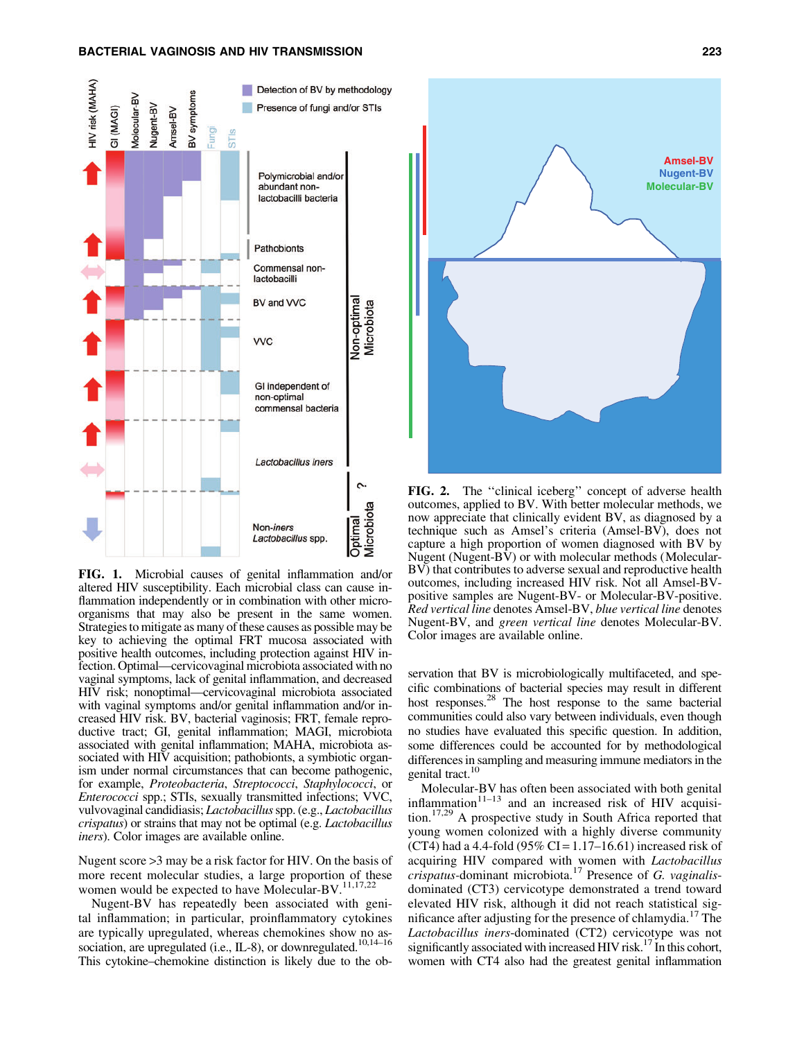FIG. 1. Microbial causes of genital inflammation and/or altered HIV susceptibility. Each microbial class can cause inflammation independently or in combination with other microorganisms that may also be present in the same women. Strategies to mitigate as many of these causes as possible may be key to achieving the optimal FRT mucosa associated with positive health outcomes, including protection against HIV infection. Optimal—cervicovaginal microbiota associated with no vaginal symptoms, lack of genital inflammation, and decreased HIV risk; nonoptimal—cervicovaginal microbiota associated with vaginal symptoms and/or genital inflammation and/or increased HIV risk. BV, bacterial vaginosis; FRT, female reproductive tract; GI, genital inflammation; MAGI, microbiota associated with genital inflammation; MAHA, microbiota associated with HIV acquisition; pathobionts, a symbiotic organism under normal circumstances that can become pathogenic, for example, *Proteobacteria*, *Streptococci*, *Staphylococci*, or *Enterococci* spp.; STIs, sexually transmitted infections; VVC, vulvovaginal candidiasis; *Lactobacillus* spp. (e.g., *Lactobacillus crispatus*) or strains that may not be optimal (e.g. *Lactobacillus iners*). Color images are available online.

Nugent score >3 may be a risk factor for HIV. On the basis of more recent molecular studies, a large proportion of these women would be expected to have Molecular-BV.[11,17,22]

Nugent-BV has repeatedly been associated with genital inflammation; in particular, proinflammatory cytokines are typically upregulated, whereas chemokines show no association, are upregulated (i.e., IL-8), or downregulated.[10,14–16] This cytokine–chemokine distinction is likely due to the observation that BV is microbiologically multifaceted, and specific combinations of bacterial species may result in different host responses.[28] The host response to the same bacterial communities could also vary between individuals, even though no studies have evaluated this specific question. In addition, some differences could be accounted for by methodological differences in sampling and measuring immune mediators in the genital tract.[10]

FIG. 2. The ''clinical iceberg'' concept of adverse health outcomes, applied to BV. With better molecular methods, we now appreciate that clinically evident BV, as diagnosed by a technique such as Amsel's criteria (Amsel-BV), does not capture a high proportion of women diagnosed with BV by Nugent (Nugent-BV) or with molecular methods (Molecular-BV) that contributes to adverse sexual and reproductive health outcomes, including increased HIV risk. Not all Amsel-BV-positive samples are Nugent-BV- or Molecular-BV-positive. *Red vertical line* denotes Amsel-BV, *blue vertical line* denotes Nugent-BV, and *green vertical line* denotes Molecular-BV. Color images are available online.

Molecular-BV has often been associated with both genital inflammation[11–13] and an increased risk of HIV acquisition.[17,29] A prospective study in South Africa reported that young women colonized with a highly diverse community (CT4) had a 4.4-fold (95% CI = 1.17–16.61) increased risk of acquiring HIV compared with women with *Lactobacillus crispatus*-dominant microbiota.[17] Presence of *G. vaginalis*-dominated (CT3) cervicotype demonstrated a trend toward elevated HIV risk, although it did not reach statistical significance after adjusting for the presence of chlamydia.[17] The *Lactobacillus iners*-dominated (CT2) cervicotype was not significantly associated with increased HIV risk.[17] In this cohort, women with CT4 also had the greatest genital inflammation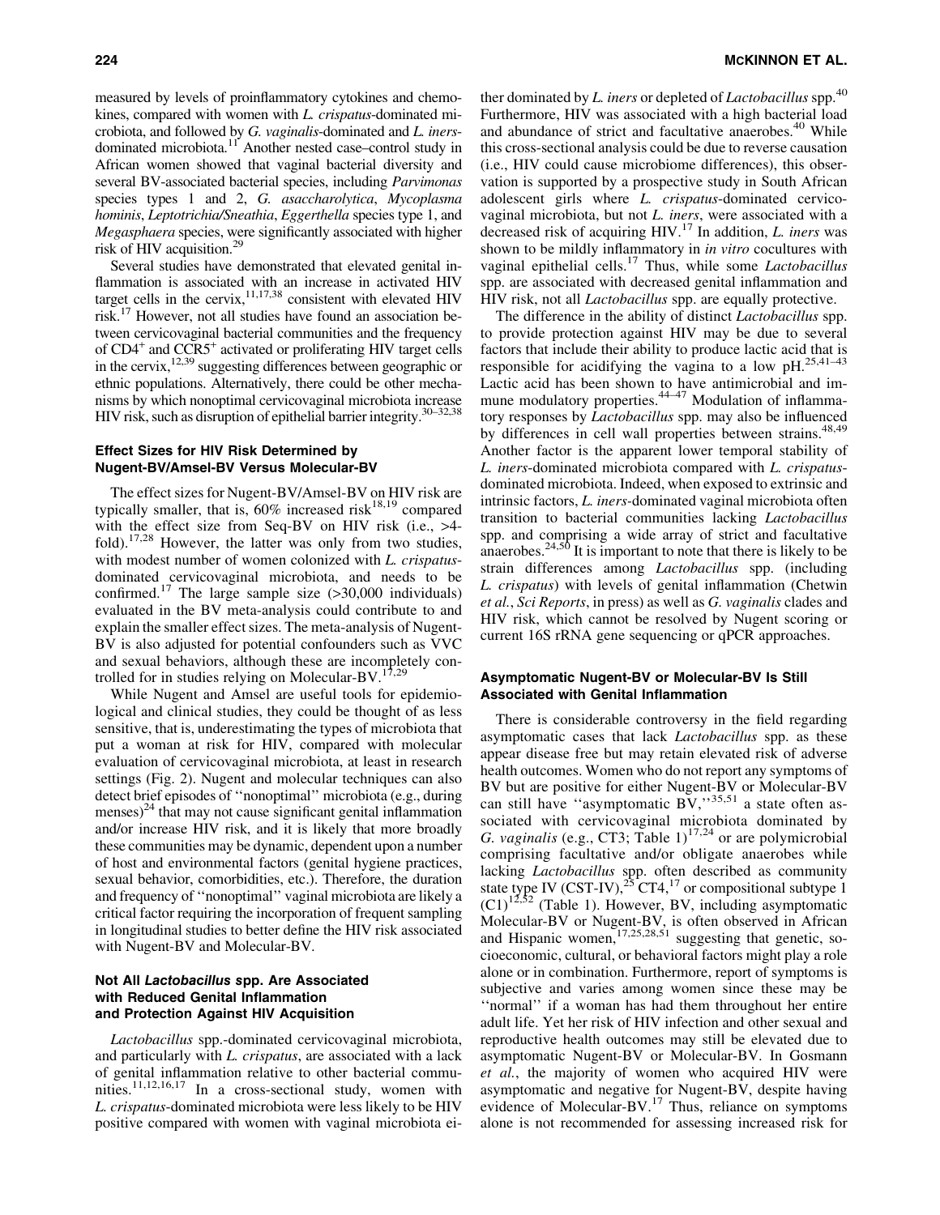measured by levels of proinflammatory cytokines and chemokines, compared with women with *L. crispatus*-dominated microbiota, and followed by *G. vaginalis*-dominated and *L. iners*-dominated microbiota.[11] Another nested case–control study in African women showed that vaginal bacterial diversity and several BV-associated bacterial species, including *Parvimonas* species types 1 and 2, *G. asaccharolytica*, *Mycoplasma hominis*, *Leptotrichia/Sneathia*, *Eggerthella* species type 1, and *Megasphaera* species, were significantly associated with higher risk of HIV acquisition.[29]

Several studies have demonstrated that elevated genital inflammation is associated with an increase in activated HIV target cells in the cervix,[11,17,38] consistent with elevated HIV risk.[17] However, not all studies have found an association between cervicovaginal bacterial communities and the frequency of $CD4^+$ and $CCR5^+$ activated or proliferating HIV target cells in the cervix,[12,39] suggesting differences between geographic or ethnic populations. Alternatively, there could be other mechanisms by which nonoptimal cervicovaginal microbiota increase HIV risk, such as disruption of epithelial barrier integrity.[30–32,38]

### Effect Sizes for HIV Risk Determined by Nugent-BV/Amsel-BV Versus Molecular-BV

The effect sizes for Nugent-BV/Amsel-BV on HIV risk are typically smaller, that is, 60% increased risk[18,19] compared with the effect size from Seq-BV on HIV risk (i.e., >4-fold).[17,28] However, the latter was only from two studies, with modest number of women colonized with *L. crispatus*-dominated cervicovaginal microbiota, and needs to be confirmed.[17] The large sample size (>30,000 individuals) evaluated in the BV meta-analysis could contribute to and explain the smaller effect sizes. The meta-analysis of Nugent-BV is also adjusted for potential confounders such as VVC and sexual behaviors, although these are incompletely controlled for in studies relying on Molecular-BV.[17,29]

While Nugent and Amsel are useful tools for epidemiological and clinical studies, they could be thought of as less sensitive, that is, underestimating the types of microbiota that put a woman at risk for HIV, compared with molecular evaluation of cervicovaginal microbiota, at least in research settings (Fig. 2). Nugent and molecular techniques can also detect brief episodes of ''nonoptimal'' microbiota (e.g., during menses)[24] that may not cause significant genital inflammation and/or increase HIV risk, and it is likely that more broadly these communities may be dynamic, dependent upon a number of host and environmental factors (genital hygiene practices, sexual behavior, comorbidities, etc.). Therefore, the duration and frequency of ''nonoptimal'' vaginal microbiota are likely a critical factor requiring the incorporation of frequent sampling in longitudinal studies to better define the HIV risk associated with Nugent-BV and Molecular-BV.

### Not All *Lactobacillus* spp. Are Associated with Reduced Genital Inflammation and Protection Against HIV Acquisition

*Lactobacillus* spp.-dominated cervicovaginal microbiota, and particularly with *L. crispatus*, are associated with a lack of genital inflammation relative to other bacterial communities.[11,12,16,17] In a cross-sectional study, women with *L. crispatus*-dominated microbiota were less likely to be HIV positive compared with women with vaginal microbiota either dominated by *L. iners* or depleted of *Lactobacillus* spp.[40] Furthermore, HIV was associated with a high bacterial load and abundance of strict and facultative anaerobes.[40] While this cross-sectional analysis could be due to reverse causation (i.e., HIV could cause microbiome differences), this observation is supported by a prospective study in South African adolescent girls where *L. crispatus*-dominated cervicovaginal microbiota, but not *L. iners*, were associated with a decreased risk of acquiring HIV.[17] In addition, *L. iners* was shown to be mildly inflammatory in *in vitro* cocultures with vaginal epithelial cells.[17] Thus, while some *Lactobacillus* spp. are associated with decreased genital inflammation and HIV risk, not all *Lactobacillus* spp. are equally protective.

The difference in the ability of distinct *Lactobacillus* spp. to provide protection against HIV may be due to several factors that include their ability to produce lactic acid that is responsible for acidifying the vagina to a low pH.[25,41–43] Lactic acid has been shown to have antimicrobial and immune modulatory properties.[44–47] Modulation of inflammatory responses by *Lactobacillus* spp. may also be influenced by differences in cell wall properties between strains.[48,49] Another factor is the apparent lower temporal stability of *L. iners*-dominated microbiota compared with *L. crispatus*-dominated microbiota. Indeed, when exposed to extrinsic and intrinsic factors, *L. iners*-dominated vaginal microbiota often transition to bacterial communities lacking *Lactobacillus* spp. and comprising a wide array of strict and facultative anaerobes.[24,50] It is important to note that there is likely to be strain differences among *Lactobacillus* spp. (including *L. crispatus*) with levels of genital inflammation (Chetwin *et al.*, *Sci Reports*, in press) as well as *G. vaginalis* clades and HIV risk, which cannot be resolved by Nugent scoring or current 16S rRNA gene sequencing or qPCR approaches.

### Asymptomatic Nugent-BV or Molecular-BV Is Still Associated with Genital Inflammation

There is considerable controversy in the field regarding asymptomatic cases that lack *Lactobacillus* spp. as these appear disease free but may retain elevated risk of adverse health outcomes. Women who do not report any symptoms of BV but are positive for either Nugent-BV or Molecular-BV can still have ''asymptomatic BV,''[35,51] a state often associated with cervicovaginal microbiota dominated by *G. vaginalis* (e.g., CT3; Table 1)[17,24] or are polymicrobial comprising facultative and/or obligate anaerobes while lacking *Lactobacillus* spp. often described as community state type IV (CST-IV),[25] CT4,[17] or compositional subtype 1 (C1)[12,52] (Table 1). However, BV, including asymptomatic Molecular-BV or Nugent-BV, is often observed in African and Hispanic women,[17,25,28,51] suggesting that genetic, socioeconomic, cultural, or behavioral factors might play a role alone or in combination. Furthermore, report of symptoms is subjective and varies among women since these may be ''normal'' if a woman has had them throughout her entire adult life. Yet her risk of HIV infection and other sexual and reproductive health outcomes may still be elevated due to asymptomatic Nugent-BV or Molecular-BV. In Gosmann *et al.*, the majority of women who acquired HIV were asymptomatic and negative for Nugent-BV, despite having evidence of Molecular-BV.[17] Thus, reliance on symptoms alone is not recommended for assessing increased risk for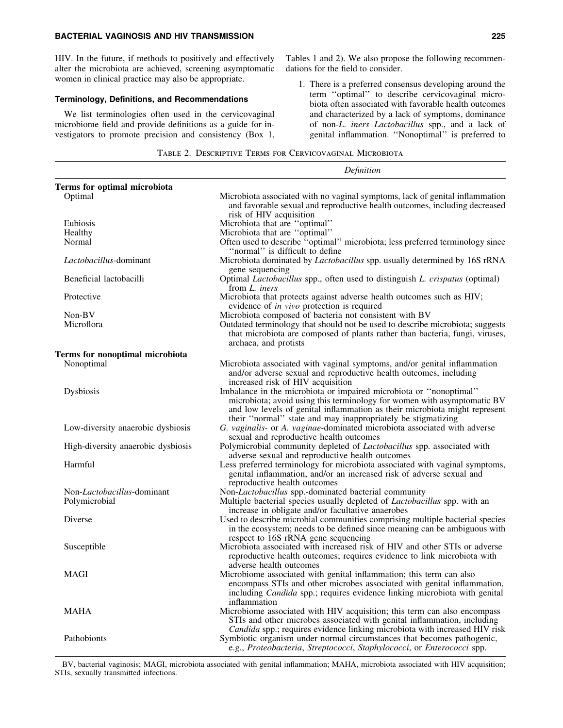HIV. In the future, if methods to positively and effectively alter the microbiota are achieved, screening asymptomatic women in clinical practice may also be appropriate.

### Terminology, Definitions, and Recommendations

We list terminologies often used in the cervicovaginal microbiome field and provide definitions as a guide for investigators to promote precision and consistency (Box 1, Tables 1 and 2). We also propose the following recommendations for the field to consider.

1. There is a preferred consensus developing around the term ''optimal'' to describe cervicovaginal microbiota often associated with favorable health outcomes and characterized by a lack of symptoms, dominance of non-*L. iners Lactobacillus* spp., and a lack of genital inflammation. ''Nonoptimal'' is preferred to

Table 2. Descriptive Terms for Cervicovaginal Microbiota

| | *Definition* |
|---|---|
| **Terms for optimal microbiota** | |
| Optimal | Microbiota associated with no vaginal symptoms, lack of genital inflammation and favorable sexual and reproductive health outcomes, including decreased risk of HIV acquisition |
| Eubiosis | Microbiota that are ''optimal'' |
| Healthy | Microbiota that are ''optimal'' |
| Normal | Often used to describe ''optimal'' microbiota; less preferred terminology since ''normal'' is difficult to define |
| *Lactobacillus*-dominant | Microbiota dominated by *Lactobacillus* spp. usually determined by 16S rRNA gene sequencing |
| Beneficial lactobacilli | Optimal *Lactobacillus* spp., often used to distinguish *L. crispatus* (optimal) from *L. iners* |
| Protective | Microbiota that protects against adverse health outcomes such as HIV; evidence of *in vivo* protection is required |
| Non-BV | Microbiota composed of bacteria not consistent with BV |
| Microflora | Outdated terminology that should not be used to describe microbiota; suggests that microbiota are composed of plants rather than bacteria, fungi, viruses, archaea, and protists |
| **Terms for nonoptimal microbiota** | |
| Nonoptimal | Microbiota associated with vaginal symptoms, and/or genital inflammation and/or adverse sexual and reproductive health outcomes, including increased risk of HIV acquisition |
| Dysbiosis | Imbalance in the microbiota or impaired microbiota or ''nonoptimal'' microbiota; avoid using this terminology for women with asymptomatic BV and low levels of genital inflammation as their microbiota might represent their ''normal'' state and may inappropriately be stigmatizing |
| Low-diversity anaerobic dysbiosis | *G. vaginalis*- or *A. vaginae*-dominated microbiota associated with adverse sexual and reproductive health outcomes |
| High-diversity anaerobic dysbiosis | Polymicrobial community depleted of *Lactobacillus* spp. associated with adverse sexual and reproductive health outcomes |
| Harmful | Less preferred terminology for microbiota associated with vaginal symptoms, genital inflammation, and/or an increased risk of adverse sexual and reproductive health outcomes |
| Non-*Lactobacillus*-dominant | Non-*Lactobacillus* spp.-dominated bacterial community |
| Polymicrobial | Multiple bacterial species usually depleted of *Lactobacillus* spp. with an increase in obligate and/or facultative anaerobes |
| Diverse | Used to describe microbial communities comprising multiple bacterial species in the ecosystem; needs to be defined since meaning can be ambiguous with respect to 16S rRNA gene sequencing |
| Susceptible | Microbiota associated with increased risk of HIV and other STIs or adverse reproductive health outcomes; requires evidence to link microbiota with adverse health outcomes |
| MAGI | Microbiome associated with genital inflammation; this term can also encompass STIs and other microbes associated with genital inflammation, including *Candida* spp.; requires evidence linking microbiota with genital inflammation |
| MAHA | Microbiome associated with HIV acquisition; this term can also encompass STIs and other microbes associated with genital inflammation, including *Candida* spp.; requires evidence linking microbiota with increased HIV risk |
| Pathobionts | Symbiotic organism under normal circumstances that becomes pathogenic, e.g., *Proteobacteria*, *Streptococci*, *Staphylococci*, or *Enterococci* spp. |

BV, bacterial vaginosis; MAGI, microbiota associated with genital inflammation; MAHA, microbiota associated with HIV acquisition; STIs, sexually transmitted infections.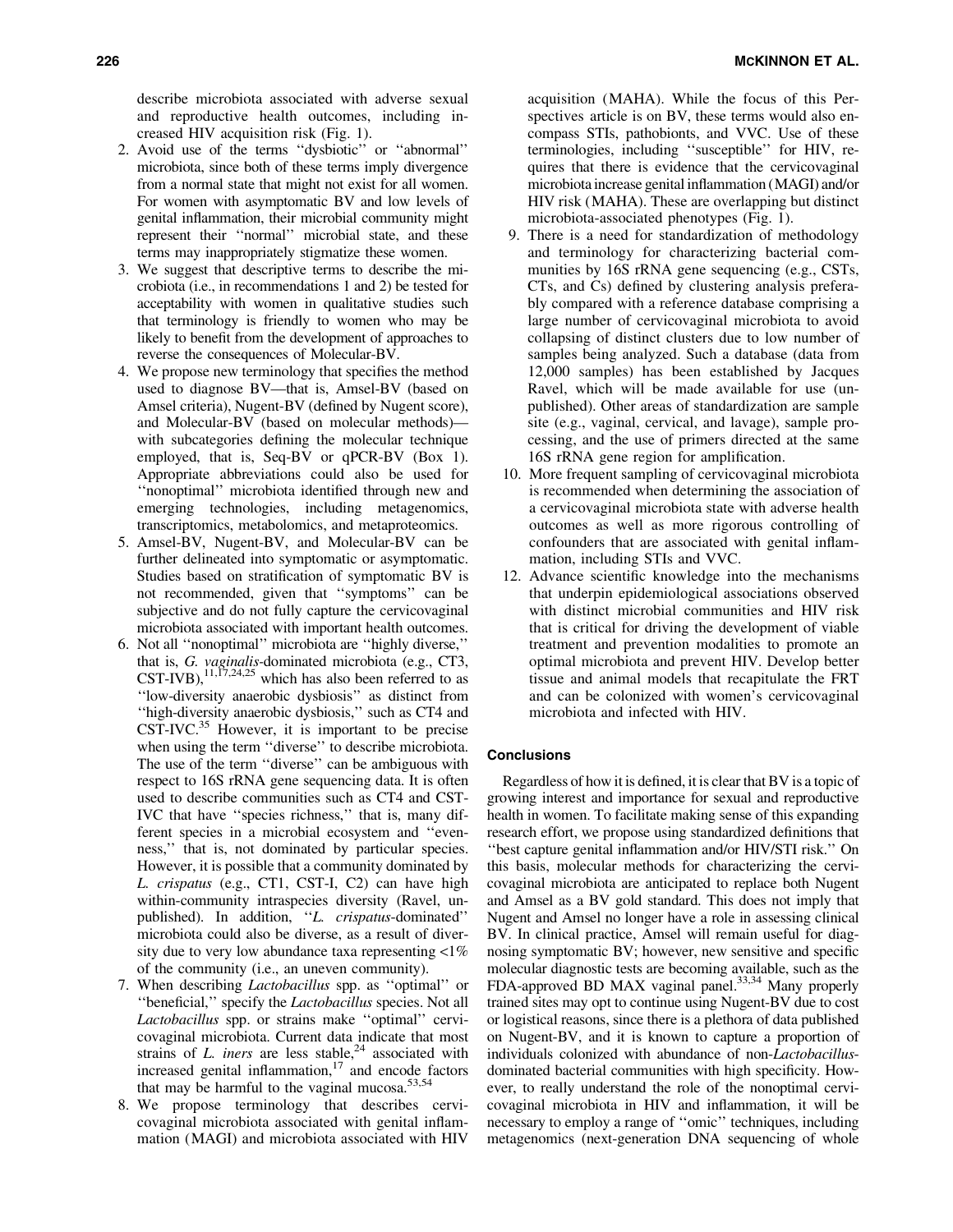describe microbiota associated with adverse sexual and reproductive health outcomes, including increased HIV acquisition risk (Fig. 1).

2. Avoid use of the terms ''dysbiotic'' or ''abnormal'' microbiota, since both of these terms imply divergence from a normal state that might not exist for all women. For women with asymptomatic BV and low levels of genital inflammation, their microbial community might represent their ''normal'' microbial state, and these terms may inappropriately stigmatize these women.
3. We suggest that descriptive terms to describe the microbiota (i.e., in recommendations 1 and 2) be tested for acceptability with women in qualitative studies such that terminology is friendly to women who may be likely to benefit from the development of approaches to reverse the consequences of Molecular-BV.
4. We propose new terminology that specifies the method used to diagnose BV—that is, Amsel-BV (based on Amsel criteria), Nugent-BV (defined by Nugent score), and Molecular-BV (based on molecular methods)—with subcategories defining the molecular technique employed, that is, Seq-BV or qPCR-BV (Box 1). Appropriate abbreviations could also be used for ''nonoptimal'' microbiota identified through new and emerging technologies, including metagenomics, transcriptomics, metabolomics, and metaproteomics.
5. Amsel-BV, Nugent-BV, and Molecular-BV can be further delineated into symptomatic or asymptomatic. Studies based on stratification of symptomatic BV is not recommended, given that ''symptoms'' can be subjective and do not fully capture the cervicovaginal microbiota associated with important health outcomes.
6. Not all ''nonoptimal'' microbiota are ''highly diverse,'' that is, *G. vaginalis*-dominated microbiota (e.g., CT3, CST-IVB),[11,17,24,25] which has also been referred to as ''low-diversity anaerobic dysbiosis'' as distinct from ''high-diversity anaerobic dysbiosis,'' such as CT4 and CST-IVC.[35] However, it is important to be precise when using the term ''diverse'' to describe microbiota. The use of the term ''diverse'' can be ambiguous with respect to 16S rRNA gene sequencing data. It is often used to describe communities such as CT4 and CST-IVC that have ''species richness,'' that is, many different species in a microbial ecosystem and ''evenness,'' that is, not dominated by particular species. However, it is possible that a community dominated by *L. crispatus* (e.g., CT1, CST-I, C2) can have high within-community intraspecies diversity (Ravel, unpublished). In addition, ''*L. crispatus*-dominated'' microbiota could also be diverse, as a result of diversity due to very low abundance taxa representing <1% of the community (i.e., an uneven community).
7. When describing *Lactobacillus* spp. as ''optimal'' or ''beneficial,'' specify the *Lactobacillus* species. Not all *Lactobacillus* spp. or strains make ''optimal'' cervicovaginal microbiota. Current data indicate that most strains of *L. iners* are less stable,[24] associated with increased genital inflammation,[17] and encode factors that may be harmful to the vaginal mucosa.[53,54]
8. We propose terminology that describes cervicovaginal microbiota associated with genital inflammation (MAGI) and microbiota associated with HIV acquisition (MAHA). While the focus of this Perspectives article is on BV, these terms would also encompass STIs, pathobionts, and VVC. Use of these terminologies, including ''susceptible'' for HIV, requires that there is evidence that the cervicovaginal microbiota increase genital inflammation (MAGI) and/or HIV risk (MAHA). These are overlapping but distinct microbiota-associated phenotypes (Fig. 1).
9. There is a need for standardization of methodology and terminology for characterizing bacterial communities by 16S rRNA gene sequencing (e.g., CSTs, CTs, and Cs) defined by clustering analysis preferably compared with a reference database comprising a large number of cervicovaginal microbiota to avoid collapsing of distinct clusters due to low number of samples being analyzed. Such a database (data from 12,000 samples) has been established by Jacques Ravel, which will be made available for use (unpublished). Other areas of standardization are sample site (e.g., vaginal, cervical, and lavage), sample processing, and the use of primers directed at the same 16S rRNA gene region for amplification.
10. More frequent sampling of cervicovaginal microbiota is recommended when determining the association of a cervicovaginal microbiota state with adverse health outcomes as well as more rigorous controlling of confounders that are associated with genital inflammation, including STIs and VVC.
12. Advance scientific knowledge into the mechanisms that underpin epidemiological associations observed with distinct microbial communities and HIV risk that is critical for driving the development of viable treatment and prevention modalities to promote an optimal microbiota and prevent HIV. Develop better tissue and animal models that recapitulate the FRT and can be colonized with women's cervicovaginal microbiota and infected with HIV.

## Conclusions

Regardless of how it is defined, it is clear that BV is a topic of growing interest and importance for sexual and reproductive health in women. To facilitate making sense of this expanding research effort, we propose using standardized definitions that ''best capture genital inflammation and/or HIV/STI risk.'' On this basis, molecular methods for characterizing the cervicovaginal microbiota are anticipated to replace both Nugent and Amsel as a BV gold standard. This does not imply that Nugent and Amsel no longer have a role in assessing clinical BV. In clinical practice, Amsel will remain useful for diagnosing symptomatic BV; however, new sensitive and specific molecular diagnostic tests are becoming available, such as the FDA-approved BD MAX vaginal panel.[33,34] Many properly trained sites may opt to continue using Nugent-BV due to cost or logistical reasons, since there is a plethora of data published on Nugent-BV, and it is known to capture a proportion of individuals colonized with abundance of non-*Lactobacillus*-dominated bacterial communities with high specificity. However, to really understand the role of the nonoptimal cervicovaginal microbiota in HIV and inflammation, it will be necessary to employ a range of ''omic'' techniques, including metagenomics (next-generation DNA sequencing of whole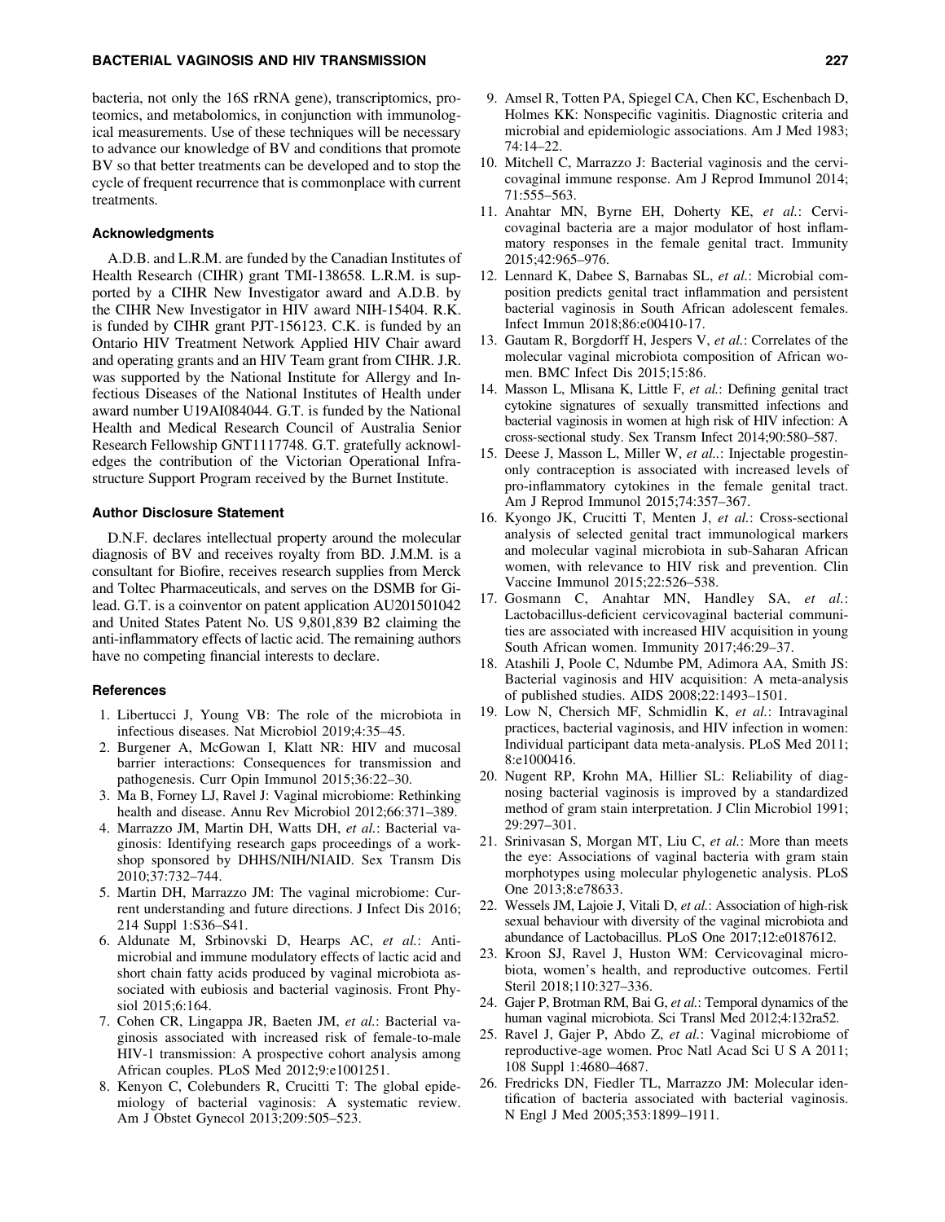bacteria, not only the 16S rRNA gene), transcriptomics, proteomics, and metabolomics, in conjunction with immunological measurements. Use of these techniques will be necessary to advance our knowledge of BV and conditions that promote BV so that better treatments can be developed and to stop the cycle of frequent recurrence that is commonplace with current treatments.

### Acknowledgments

A.D.B. and L.R.M. are funded by the Canadian Institutes of Health Research (CIHR) grant TMI-138658. L.R.M. is supported by a CIHR New Investigator award and A.D.B. by the CIHR New Investigator in HIV award NIH-15404. R.K. is funded by CIHR grant PJT-156123. C.K. is funded by an Ontario HIV Treatment Network Applied HIV Chair award and operating grants and an HIV Team grant from CIHR. J.R. was supported by the National Institute for Allergy and Infectious Diseases of the National Institutes of Health under award number U19AI084044. G.T. is funded by the National Health and Medical Research Council of Australia Senior Research Fellowship GNT1117748. G.T. gratefully acknowledges the contribution of the Victorian Operational Infrastructure Support Program received by the Burnet Institute.

### Author Disclosure Statement

D.N.F. declares intellectual property around the molecular diagnosis of BV and receives royalty from BD. J.M.M. is a consultant for Biofire, receives research supplies from Merck and Toltec Pharmaceuticals, and serves on the DSMB for Gilead. G.T. is a coinventor on patent application AU201501042 and United States Patent No. US 9,801,839 B2 claiming the anti-inflammatory effects of lactic acid. The remaining authors have no competing financial interests to declare.

### References

1. Libertucci J, Young VB: The role of the microbiota in infectious diseases. Nat Microbiol 2019;4:35–45.
2. Burgener A, McGowan I, Klatt NR: HIV and mucosal barrier interactions: Consequences for transmission and pathogenesis. Curr Opin Immunol 2015;36:22–30.
3. Ma B, Forney LJ, Ravel J: Vaginal microbiome: Rethinking health and disease. Annu Rev Microbiol 2012;66:371–389.
4. Marrazzo JM, Martin DH, Watts DH, *et al.*: Bacterial vaginosis: Identifying research gaps proceedings of a workshop sponsored by DHHS/NIH/NIAID. Sex Transm Dis 2010;37:732–744.
5. Martin DH, Marrazzo JM: The vaginal microbiome: Current understanding and future directions. J Infect Dis 2016; 214 Suppl 1:S36–S41.
6. Aldunate M, Srbinovski D, Hearps AC, *et al.*: Antimicrobial and immune modulatory effects of lactic acid and short chain fatty acids produced by vaginal microbiota associated with eubiosis and bacterial vaginosis. Front Physiol 2015;6:164.
7. Cohen CR, Lingappa JR, Baeten JM, *et al.*: Bacterial vaginosis associated with increased risk of female-to-male HIV-1 transmission: A prospective cohort analysis among African couples. PLoS Med 2012;9:e1001251.
8. Kenyon C, Colebunders R, Crucitti T: The global epidemiology of bacterial vaginosis: A systematic review. Am J Obstet Gynecol 2013;209:505–523.
9. Amsel R, Totten PA, Spiegel CA, Chen KC, Eschenbach D, Holmes KK: Nonspecific vaginitis. Diagnostic criteria and microbial and epidemiologic associations. Am J Med 1983; 74:14–22.
10. Mitchell C, Marrazzo J: Bacterial vaginosis and the cervicovaginal immune response. Am J Reprod Immunol 2014; 71:555–563.
11. Anahtar MN, Byrne EH, Doherty KE, *et al.*: Cervicovaginal bacteria are a major modulator of host inflammatory responses in the female genital tract. Immunity 2015;42:965–976.
12. Lennard K, Dabee S, Barnabas SL, *et al.*: Microbial composition predicts genital tract inflammation and persistent bacterial vaginosis in South African adolescent females. Infect Immun 2018;86:e00410-17.
13. Gautam R, Borgdorff H, Jespers V, *et al.*: Correlates of the molecular vaginal microbiota composition of African women. BMC Infect Dis 2015;15:86.
14. Masson L, Mlisana K, Little F, *et al.*: Defining genital tract cytokine signatures of sexually transmitted infections and bacterial vaginosis in women at high risk of HIV infection: A cross-sectional study. Sex Transm Infect 2014;90:580–587.
15. Deese J, Masson L, Miller W, *et al.*.: Injectable progestin-only contraception is associated with increased levels of pro-inflammatory cytokines in the female genital tract. Am J Reprod Immunol 2015;74:357–367.
16. Kyongo JK, Crucitti T, Menten J, *et al.*: Cross-sectional analysis of selected genital tract immunological markers and molecular vaginal microbiota in sub-Saharan African women, with relevance to HIV risk and prevention. Clin Vaccine Immunol 2015;22:526–538.
17. Gosmann C, Anahtar MN, Handley SA, *et al.*: Lactobacillus-deficient cervicovaginal bacterial communities are associated with increased HIV acquisition in young South African women. Immunity 2017;46:29–37.
18. Atashili J, Poole C, Ndumbe PM, Adimora AA, Smith JS: Bacterial vaginosis and HIV acquisition: A meta-analysis of published studies. AIDS 2008;22:1493–1501.
19. Low N, Chersich MF, Schmidlin K, *et al.*: Intravaginal practices, bacterial vaginosis, and HIV infection in women: Individual participant data meta-analysis. PLoS Med 2011; 8:e1000416.
20. Nugent RP, Krohn MA, Hillier SL: Reliability of diagnosing bacterial vaginosis is improved by a standardized method of gram stain interpretation. J Clin Microbiol 1991; 29:297–301.
21. Srinivasan S, Morgan MT, Liu C, *et al.*: More than meets the eye: Associations of vaginal bacteria with gram stain morphotypes using molecular phylogenetic analysis. PLoS One 2013;8:e78633.
22. Wessels JM, Lajoie J, Vitali D, *et al.*: Association of high-risk sexual behaviour with diversity of the vaginal microbiota and abundance of Lactobacillus. PLoS One 2017;12:e0187612.
23. Kroon SJ, Ravel J, Huston WM: Cervicovaginal microbiota, women's health, and reproductive outcomes. Fertil Steril 2018;110:327–336.
24. Gajer P, Brotman RM, Bai G, *et al.*: Temporal dynamics of the human vaginal microbiota. Sci Transl Med 2012;4:132ra52.
25. Ravel J, Gajer P, Abdo Z, *et al.*: Vaginal microbiome of reproductive-age women. Proc Natl Acad Sci U S A 2011; 108 Suppl 1:4680–4687.
26. Fredricks DN, Fiedler TL, Marrazzo JM: Molecular identification of bacteria associated with bacterial vaginosis. N Engl J Med 2005;353:1899–1911.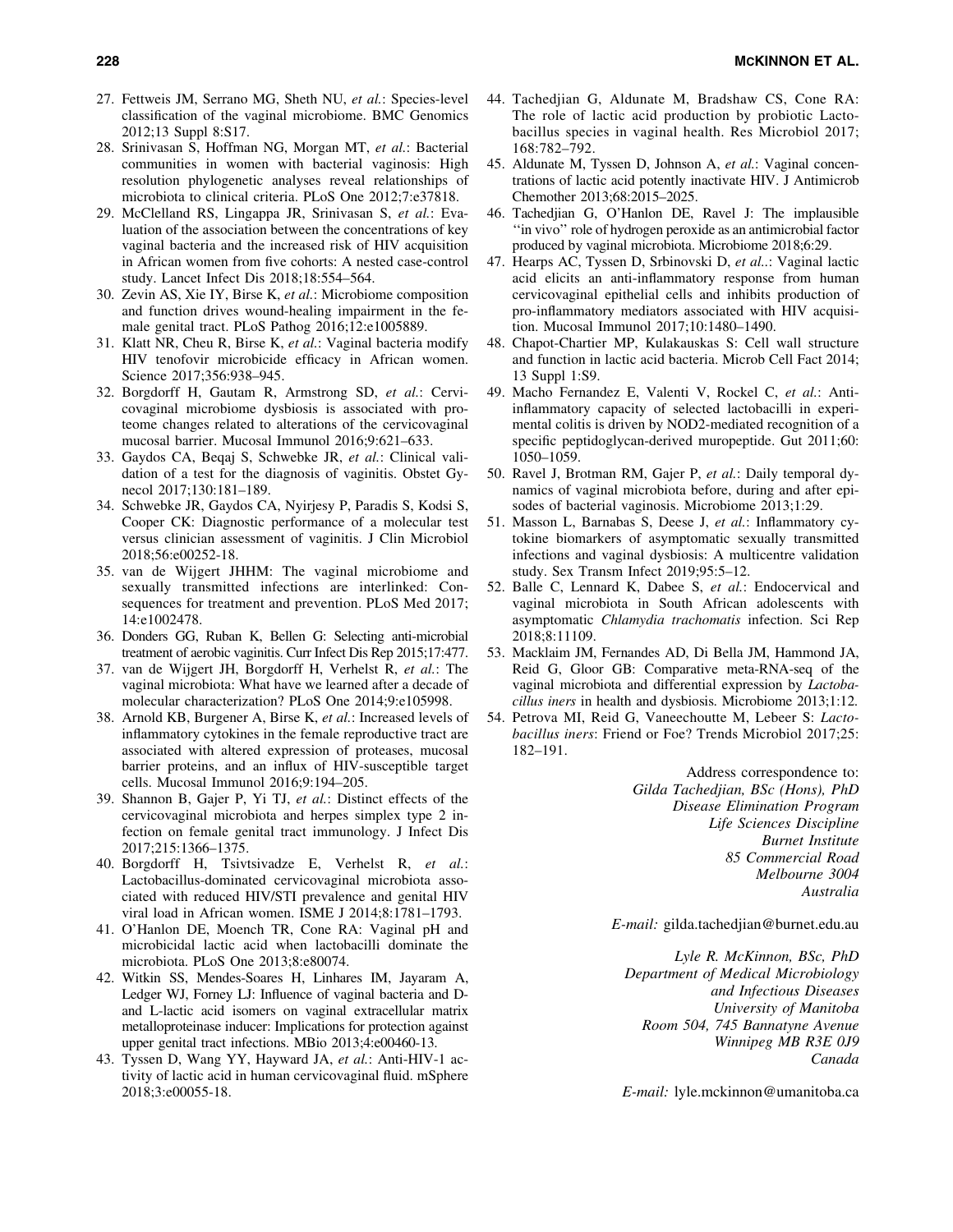27. Fettweis JM, Serrano MG, Sheth NU, *et al.*: Species-level classification of the vaginal microbiome. BMC Genomics 2012;13 Suppl 8:S17.
28. Srinivasan S, Hoffman NG, Morgan MT, *et al.*: Bacterial communities in women with bacterial vaginosis: High resolution phylogenetic analyses reveal relationships of microbiota to clinical criteria. PLoS One 2012;7:e37818.
29. McClelland RS, Lingappa JR, Srinivasan S, *et al.*: Evaluation of the association between the concentrations of key vaginal bacteria and the increased risk of HIV acquisition in African women from five cohorts: A nested case-control study. Lancet Infect Dis 2018;18:554–564.
30. Zevin AS, Xie IY, Birse K, *et al.*: Microbiome composition and function drives wound-healing impairment in the female genital tract. PLoS Pathog 2016;12:e1005889.
31. Klatt NR, Cheu R, Birse K, *et al.*: Vaginal bacteria modify HIV tenofovir microbicide efficacy in African women. Science 2017;356:938–945.
32. Borgdorff H, Gautam R, Armstrong SD, *et al.*: Cervicovaginal microbiome dysbiosis is associated with proteome changes related to alterations of the cervicovaginal mucosal barrier. Mucosal Immunol 2016;9:621–633.
33. Gaydos CA, Beqaj S, Schwebke JR, *et al.*: Clinical validation of a test for the diagnosis of vaginitis. Obstet Gynecol 2017;130:181–189.
34. Schwebke JR, Gaydos CA, Nyirjesy P, Paradis S, Kodsi S, Cooper CK: Diagnostic performance of a molecular test versus clinician assessment of vaginitis. J Clin Microbiol 2018;56:e00252-18.
35. van de Wijgert JHHM: The vaginal microbiome and sexually transmitted infections are interlinked: Consequences for treatment and prevention. PLoS Med 2017; 14:e1002478.
36. Donders GG, Ruban K, Bellen G: Selecting anti-microbial treatment of aerobic vaginitis. Curr Infect Dis Rep 2015;17:477.
37. van de Wijgert JH, Borgdorff H, Verhelst R, *et al.*: The vaginal microbiota: What have we learned after a decade of molecular characterization? PLoS One 2014;9:e105998.
38. Arnold KB, Burgener A, Birse K, *et al.*: Increased levels of inflammatory cytokines in the female reproductive tract are associated with altered expression of proteases, mucosal barrier proteins, and an influx of HIV-susceptible target cells. Mucosal Immunol 2016;9:194–205.
39. Shannon B, Gajer P, Yi TJ, *et al.*: Distinct effects of the cervicovaginal microbiota and herpes simplex type 2 infection on female genital tract immunology. J Infect Dis 2017;215:1366–1375.
40. Borgdorff H, Tsivtsivadze E, Verhelst R, *et al.*: Lactobacillus-dominated cervicovaginal microbiota associated with reduced HIV/STI prevalence and genital HIV viral load in African women. ISME J 2014;8:1781–1793.
41. O'Hanlon DE, Moench TR, Cone RA: Vaginal pH and microbicidal lactic acid when lactobacilli dominate the microbiota. PLoS One 2013;8:e80074.
42. Witkin SS, Mendes-Soares H, Linhares IM, Jayaram A, Ledger WJ, Forney LJ: Influence of vaginal bacteria and D- and L-lactic acid isomers on vaginal extracellular matrix metalloproteinase inducer: Implications for protection against upper genital tract infections. MBio 2013;4:e00460-13.
43. Tyssen D, Wang YY, Hayward JA, *et al.*: Anti-HIV-1 activity of lactic acid in human cervicovaginal fluid. mSphere 2018;3:e00055-18.
44. Tachedjian G, Aldunate M, Bradshaw CS, Cone RA: The role of lactic acid production by probiotic Lactobacillus species in vaginal health. Res Microbiol 2017; 168:782–792.
45. Aldunate M, Tyssen D, Johnson A, *et al.*: Vaginal concentrations of lactic acid potently inactivate HIV. J Antimicrob Chemother 2013;68:2015–2025.
46. Tachedjian G, O'Hanlon DE, Ravel J: The implausible ''in vivo'' role of hydrogen peroxide as an antimicrobial factor produced by vaginal microbiota. Microbiome 2018;6:29.
47. Hearps AC, Tyssen D, Srbinovski D, *et al.*.: Vaginal lactic acid elicits an anti-inflammatory response from human cervicovaginal epithelial cells and inhibits production of pro-inflammatory mediators associated with HIV acquisition. Mucosal Immunol 2017;10:1480–1490.
48. Chapot-Chartier MP, Kulakauskas S: Cell wall structure and function in lactic acid bacteria. Microb Cell Fact 2014; 13 Suppl 1:S9.
49. Macho Fernandez E, Valenti V, Rockel C, *et al.*: Anti-inflammatory capacity of selected lactobacilli in experimental colitis is driven by NOD2-mediated recognition of a specific peptidoglycan-derived muropeptide. Gut 2011;60: 1050–1059.
50. Ravel J, Brotman RM, Gajer P, *et al.*: Daily temporal dynamics of vaginal microbiota before, during and after episodes of bacterial vaginosis. Microbiome 2013;1:29.
51. Masson L, Barnabas S, Deese J, *et al.*: Inflammatory cytokine biomarkers of asymptomatic sexually transmitted infections and vaginal dysbiosis: A multicentre validation study. Sex Transm Infect 2019;95:5–12.
52. Balle C, Lennard K, Dabee S, *et al.*: Endocervical and vaginal microbiota in South African adolescents with asymptomatic *Chlamydia trachomatis* infection. Sci Rep 2018;8:11109.
53. Macklaim JM, Fernandes AD, Di Bella JM, Hammond JA, Reid G, Gloor GB: Comparative meta-RNA-seq of the vaginal microbiota and differential expression by *Lactobacillus iners* in health and dysbiosis. Microbiome 2013;1:12.
54. Petrova MI, Reid G, Vaneechoutte M, Lebeer S: *Lactobacillus iners*: Friend or Foe? Trends Microbiol 2017;25: 182–191.

Address correspondence to:
*Gilda Tachedjian, BSc (Hons), PhD*
*Disease Elimination Program*
*Life Sciences Discipline*
*Burnet Institute*
*85 Commercial Road*
*Melbourne 3004*
*Australia*

*E-mail:* gilda.tachedjian@burnet.edu.au

*Lyle R. McKinnon, BSc, PhD*
*Department of Medical Microbiology*
*and Infectious Diseases*
*University of Manitoba*
*Room 504, 745 Bannatyne Avenue*
*Winnipeg MB R3E 0J9*
*Canada*

*E-mail:* lyle.mckinnon@umanitoba.ca